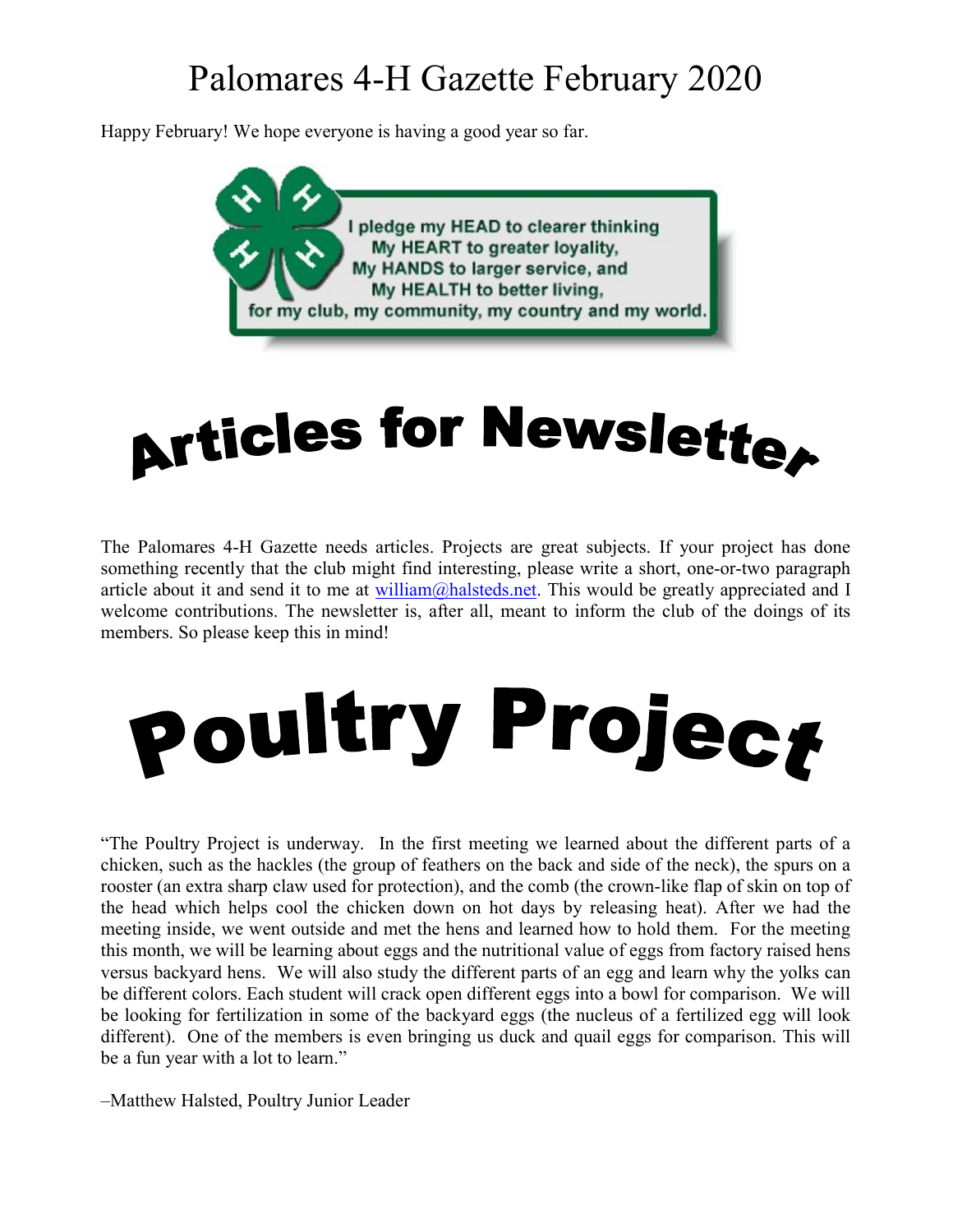# Palomares 4-H Gazette February 2020

Happy February! We hope everyone is having a good year so far.

I pledge my HEAD to clearer thinking
My HEART to greater loyality,
My HANDS to larger service, and
My HEALTH to better living,
for my club, my community, my country and my world.

## Articles for Newsletter

The Palomares 4-H Gazette needs articles. Projects are great subjects. If your project has done something recently that the club might find interesting, please write a short, one-or-two paragraph article about it and send it to me at william@halsteds.net. This would be greatly appreciated and I welcome contributions. The newsletter is, after all, meant to inform the club of the doings of its members. So please keep this in mind!

## Poultry Project

"The Poultry Project is underway. In the first meeting we learned about the different parts of a chicken, such as the hackles (the group of feathers on the back and side of the neck), the spurs on a rooster (an extra sharp claw used for protection), and the comb (the crown-like flap of skin on top of the head which helps cool the chicken down on hot days by releasing heat). After we had the meeting inside, we went outside and met the hens and learned how to hold them. For the meeting this month, we will be learning about eggs and the nutritional value of eggs from factory raised hens versus backyard hens. We will also study the different parts of an egg and learn why the yolks can be different colors. Each student will crack open different eggs into a bowl for comparison. We will be looking for fertilization in some of the backyard eggs (the nucleus of a fertilized egg will look different). One of the members is even bringing us duck and quail eggs for comparison. This will be a fun year with a lot to learn."

–Matthew Halsted, Poultry Junior Leader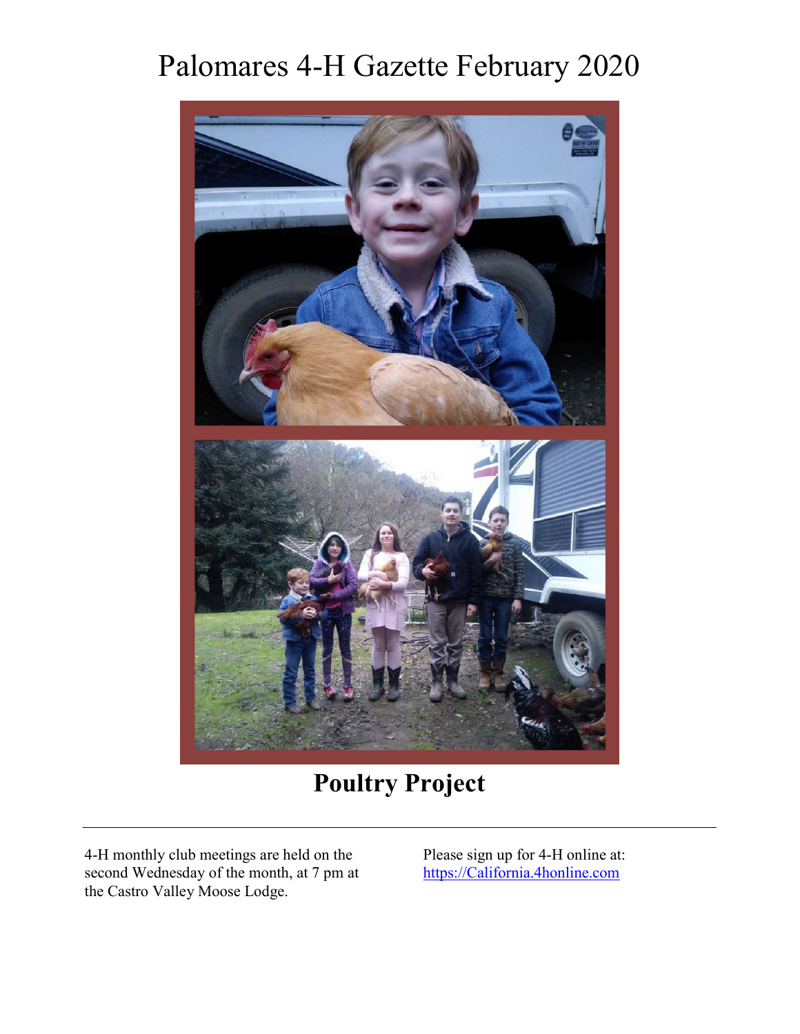# Palomares 4-H Gazette February 2020

**Poultry Project**

---

4-H monthly club meetings are held on the second Wednesday of the month, at 7 pm at the Castro Valley Moose Lodge.

Please sign up for 4-H online at: [https://California.4honline.com](https://California.4honline.com)